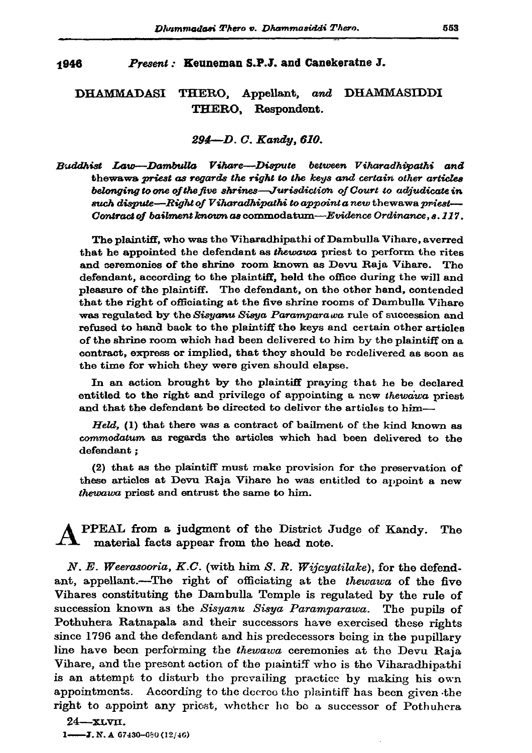**1946** *Present :* **Keuneman S.P.J. and Canekeratne J.**

## DHAMMADASI THERO, Appellant, *and* DHAMMASIDDI THERO, Respondent.

*294—D. C. Kandy, 610.*

*Buddhist Law—Dambulla Vihare—Dispute between Viharadhipathi and* thewawa *priest as regards the right to the keys and certain other articles belonging to one of the five shrines—Jurisdiction of Court to adjudicate in such dispute—Right of Viharadhipathi to appoint a new* thewawa *priest—Contract of bailment known as* commodatum*—Evidence Ordinance, s. 117.*

The plaintiff, who was the Viharadhipathi of Dambulla Vihare, averred that he appointed the defendant as *thewawa* priest to perform the rites and ceremonies of the shrine room known as Devu Raja Vihare. The defendant, according to the plaintiff, held the office during the will and pleasure of the plaintiff. The defendant, on the other hand, contended that the right of officiating at the five shrine rooms of Dambulla Vihare was regulated by the *Sisyanu Sisya Paramparawa* rule of succession and refused to hand back to the plaintiff the keys and certain other articles of the shrine room which had been delivered to him by the plaintiff on a contract, express or implied, that they should be redelivered as soon as the time for which they were given should elapse.

In an action brought by the plaintiff praying that he be declared entitled to the right and privilege of appointing a new *thewawa* priest and that the defendant be directed to deliver the articles to him—

*Held,* (1) that there was a contract of bailment of the kind known as *commodatum* as regards the articles which had been delivered to the defendant ;

(2) that as the plaintiff must make provision for the preservation of these articles at Devu Raja Vihare he was entitled to appoint a new *thewawa* priest and entrust the same to him.

APPEAL from a judgment of the District Judge of Kandy. The material facts appear from the head note.

*N. E. Weerasooria, K.C.* (with him *S. R. Wijcyatilake*), for the defendant, appellant.—The right of officiating at the *thewawa* of the five Vihares constituting the Dambulla Temple is regulated by the rule of succession known as the *Sisyanu Sisya Paramparawa.* The pupils of Pothuhera Ratnapala and their successors have exercised these rights since 1796 and the defendant and his predecessors being in the pupillary line have been performing the *thewawa* ceremonies at the Devu Raja Vihare, and the present action of the plaintiff who is the Viharadhipathi is an attempt to disturb the prevailing practice by making his own appointments. According to the decree the plaintiff has been given the right to appoint any priest, whether he be a successor of Pothuhera

24—XLVII.

1——J. N. A 67430—680 (12/46)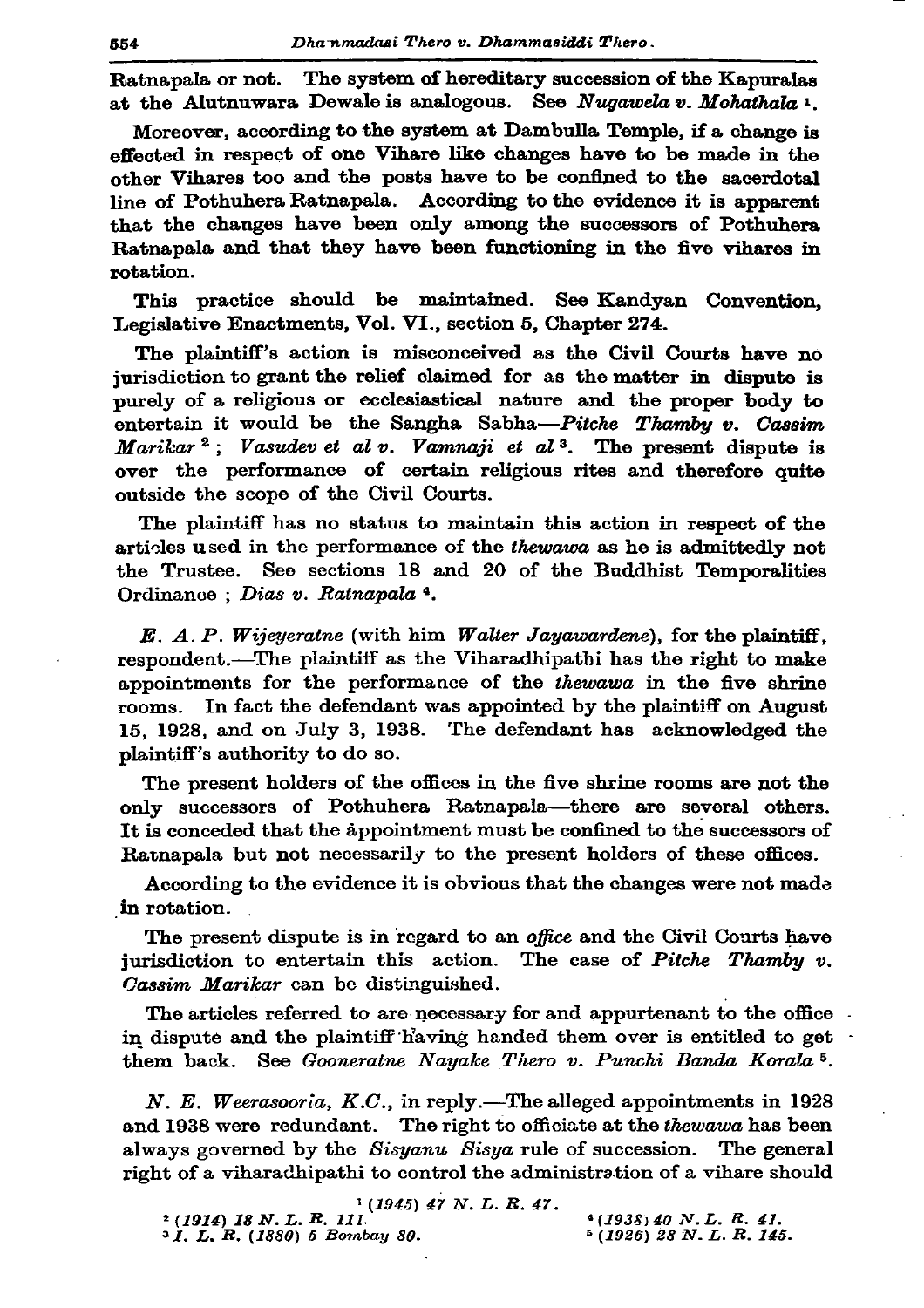Ratnapala or not. The system of hereditary succession of the Kapuralas at the Alutnuwara Dewale is analogous. See *Nugawela v. Mohathala* [1].

Moreover, according to the system at Dambulla Temple, if a change is effected in respect of one Vihare like changes have to be made in the other Vihares too and the posts have to be confined to the sacerdotal line of Pothuhera Ratnapala. According to the evidence it is apparent that the changes have been only among the successors of Pothuhera Ratnapala and that they have been functioning in the five vihares in rotation.

This practice should be maintained. See Kandyan Convention, Legislative Enactments, Vol. VI., section 5, Chapter 274.

The plaintiff's action is misconceived as the Civil Courts have no jurisdiction to grant the relief claimed for as the matter in dispute is purely of a religious or ecclesiastical nature and the proper body to entertain it would be the Sangha Sabha—*Pitche Thamby v. Cassim Marikar* [2]; *Vasudev et al v. Vamnaji et al* [3]. The present dispute is over the performance of certain religious rites and therefore quite outside the scope of the Civil Courts.

The plaintiff has no status to maintain this action in respect of the articles used in the performance of the *thewawa* as he is admittedly not the Trustee. See sections 18 and 20 of the Buddhist Temporalities Ordinance ; *Dias v. Ratnapala* [4].

*E. A. P. Wijeyeratne* (with him *Walter Jayawardene*), for the plaintiff, respondent.—The plaintiff as the Viharadhipathi has the right to make appointments for the performance of the *thewawa* in the five shrine rooms. In fact the defendant was appointed by the plaintiff on August 15, 1928, and on July 3, 1938. The defendant has acknowledged the plaintiff's authority to do so.

The present holders of the offices in the five shrine rooms are not the only successors of Pothuhera Ratnapala—there are several others. It is conceded that the appointment must be confined to the successors of Ratnapala but not necessarily to the present holders of these offices.

According to the evidence it is obvious that the changes were not made in rotation.

The present dispute is in regard to an *office* and the Civil Courts have jurisdiction to entertain this action. The case of *Pitche Thamby v. Cassim Marikar* can be distinguished.

The articles referred to are necessary for and appurtenant to the office in dispute and the plaintiff having handed them over is entitled to get them back. See *Gooneratne Nayake Thero v. Punchi Banda Korala* [5].

*N. E. Weerasooria, K.C.*, in reply.—The alleged appointments in 1928 and 1938 were redundant. The right to officiate at the *thewawa* has been always governed by the *Sisyanu Sisya* rule of succession. The general right of a viharadhipathi to control the administration of a vihare should

[1] (1945) 47 N. L. R. 47.
[2] (1914) 18 N. L. R. 111.
[3] I. L. R. (1880) 5 Bombay 80.
[4] (1938) 40 N. L. R. 41.
[5] (1926) 28 N. L. R. 145.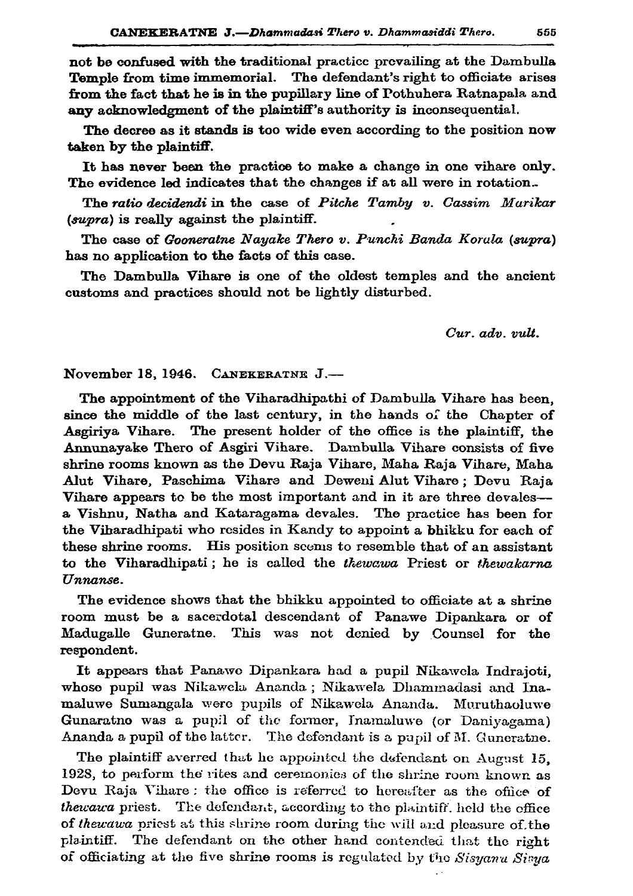not be confused with the traditional practice prevailing at the Dambulla Temple from time immemorial. The defendant's right to officiate arises from the fact that he is in the pupillary line of Pothuhera Ratnapala and any acknowledgment of the plaintiff's authority is inconsequential.

The decree as it stands is too wide even according to the position now taken by the plaintiff.

It has never been the practice to make a change in one vihare only. The evidence led indicates that the changes if at all were in rotation.

The *ratio decidendi* in the case of *Pitche Tamby v. Cassim Marikar* (*supra*) is really against the plaintiff.

The case of *Gooneratne Nayake Thero v. Punchi Banda Korala* (*supra*) has no application to the facts of this case.

The Dambulla Vihare is one of the oldest temples and the ancient customs and practices should not be lightly disturbed.

*Cur. adv. vult.*

November 18, 1946. CANEKERATNE J.—

The appointment of the Viharadhipathi of Dambulla Vihare has been, since the middle of the last century, in the hands of the Chapter of Asgiriya Vihare. The present holder of the office is the plaintiff, the Annunayake Thero of Asgiri Vihare. Dambulla Vihare consists of five shrine rooms known as the Devu Raja Vihare, Maha Raja Vihare, Maha Alut Vihare, Paschima Vihare and Deweni Alut Vihare; Devu Raja Vihare appears to be the most important and in it are three devales—a Vishnu, Natha and Kataragama devales. The practice has been for the Viharadhipati who resides in Kandy to appoint a bhikku for each of these shrine rooms. His position seems to resemble that of an assistant to the Viharadhipati; he is called the *thewawa* Priest or *thewakarna Unnanse*.

The evidence shows that the bhikku appointed to officiate at a shrine room must be a sacerdotal descendant of Panawe Dipankara or of Madugalle Guneratne. This was not denied by Counsel for the respondent.

It appears that Panawe Dipankara had a pupil Nikawela Indrajoti, whose pupil was Nikawela Ananda; Nikawela Dhammadasi and Inamaluwe Sumangala were pupils of Nikawela Ananda. Muruthaoluwe Gunaratne was a pupil of the former, Inamaluwe (or Daniyagama) Ananda a pupil of the latter. The defendant is a pupil of M. Guneratne.

The plaintiff averred that he appointed the defendant on August 15, 1928, to perform the rites and ceremonies of the shrine room known as Devu Raja Vihare: the office is referred to hereafter as the office of *thewawa* priest. The defendant, according to the plaintiff, held the office of *thewawa* priest at this shrine room during the will and pleasure of the plaintiff. The defendant on the other hand contended that the right of officiating at the five shrine rooms is regulated by the *Sisyanu Sisya*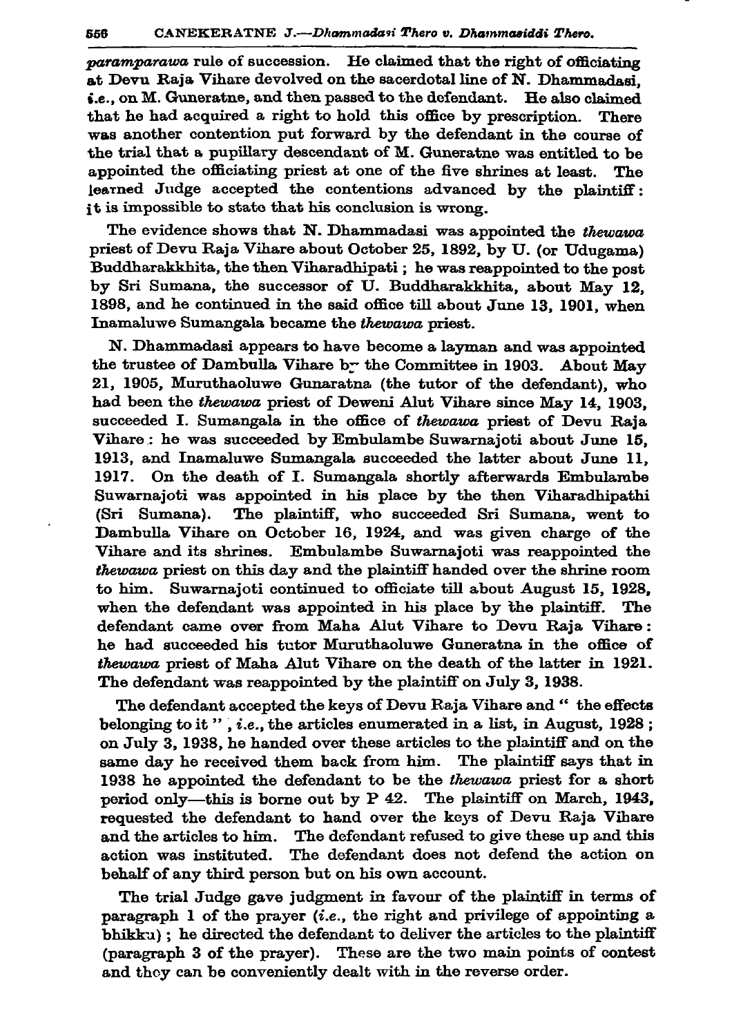*paramparawa* rule of succession. He claimed that the right of officiating at Devu Raja Vihare devolved on the sacerdotal line of N. Dhammadasi, *i.e.*, on M. Guneratne, and then passed to the defendant. He also claimed that he had acquired a right to hold this office by prescription. There was another contention put forward by the defendant in the course of the trial that a pupillary descendant of M. Guneratne was entitled to be appointed the officiating priest at one of the five shrines at least. The learned Judge accepted the contentions advanced by the plaintiff: it is impossible to state that his conclusion is wrong.

The evidence shows that N. Dhammadasi was appointed the *thewawa* priest of Devu Raja Vihare about October 25, 1892, by U. (or Udugama) Buddharakkhita, the then Viharadhipati; he was reappointed to the post by Sri Sumana, the successor of U. Buddharakkhita, about May 12, 1898, and he continued in the said office till about June 13, 1901, when Inamaluwe Sumangala became the *thewawa* priest.

N. Dhammadasi appears to have become a layman and was appointed the trustee of Dambulla Vihare by the Committee in 1903. About May 21, 1905, Muruthaoluwe Gunaratna (the tutor of the defendant), who had been the *thewawa* priest of Deweni Alut Vihare since May 14, 1903, succeeded I. Sumangala in the office of *thewawa* priest of Devu Raja Vihare: he was succeeded by Embulambe Suwarnajoti about June 15, 1913, and Inamaluwe Sumangala succeeded the latter about June 11, 1917. On the death of I. Sumangala shortly afterwards Embulambe Suwarnajoti was appointed in his place by the then Viharadhipathi (Sri Sumana). The plaintiff, who succeeded Sri Sumana, went to Dambulla Vihare on October 16, 1924, and was given charge of the Vihare and its shrines. Embulambe Suwarnajoti was reappointed the *thewawa* priest on this day and the plaintiff handed over the shrine room to him. Suwarnajoti continued to officiate till about August 15, 1928, when the defendant was appointed in his place by the plaintiff. The defendant came over from Maha Alut Vihare to Devu Raja Vihare: he had succeeded his tutor Muruthaoluwe Guneratna in the office of *thewawa* priest of Maha Alut Vihare on the death of the latter in 1921. The defendant was reappointed by the plaintiff on July 3, 1938.

The defendant accepted the keys of Devu Raja Vihare and " the effects belonging to it ", *i.e.*, the articles enumerated in a list, in August, 1928; on July 3, 1938, he handed over these articles to the plaintiff and on the same day he received them back from him. The plaintiff says that in 1938 he appointed the defendant to be the *thewawa* priest for a short period only—this is borne out by P 42. The plaintiff on March, 1943, requested the defendant to hand over the keys of Devu Raja Vihare and the articles to him. The defendant refused to give these up and this action was instituted. The defendant does not defend the action on behalf of any third person but on his own account.

The trial Judge gave judgment in favour of the plaintiff in terms of paragraph 1 of the prayer (*i.e.*, the right and privilege of appointing a bhikku); he directed the defendant to deliver the articles to the plaintiff (paragraph 3 of the prayer). These are the two main points of contest and they can be conveniently dealt with in the reverse order.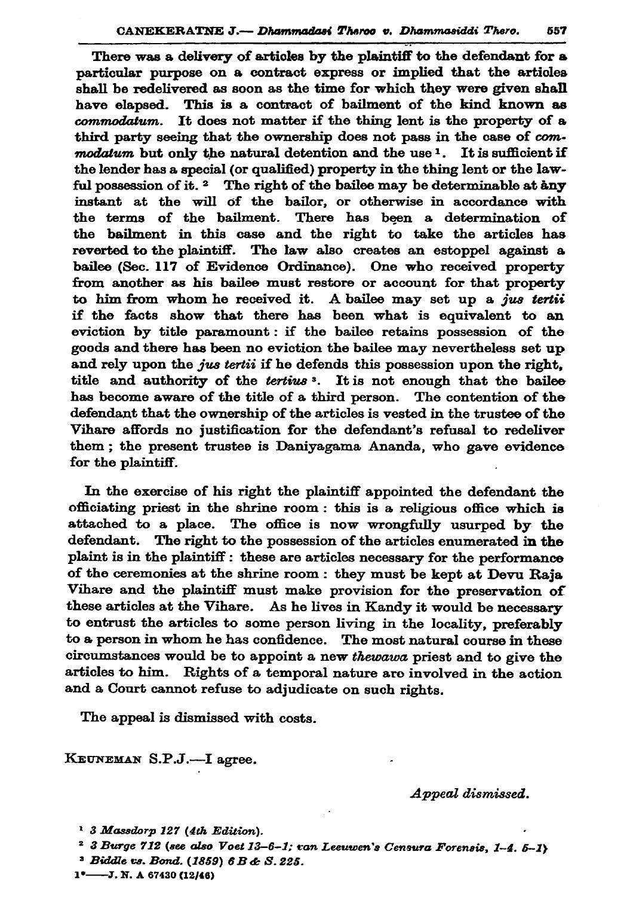There was a delivery of articles by the plaintiff to the defendant for a particular purpose on a contract express or implied that the articles shall be redelivered as soon as the time for which they were given shall have elapsed. This is a contract of bailment of the kind known as *commodatum*. It does not matter if the thing lent is the property of a third party seeing that the ownership does not pass in the case of *commodatum* but only the natural detention and the use [1]. It is sufficient if the lender has a special (or qualified) property in the thing lent or the lawful possession of it. [2] The right of the bailee may be determinable at any instant at the will of the bailor, or otherwise in accordance with the terms of the bailment. There has been a determination of the bailment in this case and the right to take the articles has reverted to the plaintiff. The law also creates an estoppel against a bailee (Sec. 117 of Evidence Ordinance). One who received property from another as his bailee must restore or account for that property to him from whom he received it. A bailee may set up a *jus tertii* if the facts show that there has been what is equivalent to an eviction by title paramount: if the bailee retains possession of the goods and there has been no eviction the bailee may nevertheless set up and rely upon the *jus tertii* if he defends this possession upon the right, title and authority of the *tertius* [3]. It is not enough that the bailee has become aware of the title of a third person. The contention of the defendant that the ownership of the articles is vested in the trustee of the Vihare affords no justification for the defendant's refusal to redeliver them; the present trustee is Daniyagama Ananda, who gave evidence for the plaintiff.

In the exercise of his right the plaintiff appointed the defendant the officiating priest in the shrine room: this is a religious office which is attached to a place. The office is now wrongfully usurped by the defendant. The right to the possession of the articles enumerated in the plaint is in the plaintiff: these are articles necessary for the performance of the ceremonies at the shrine room: they must be kept at Devu Raja Vihare and the plaintiff must make provision for the preservation of these articles at the Vihare. As he lives in Kandy it would be necessary to entrust the articles to some person living in the locality, preferably to a person in whom he has confidence. The most natural course in these circumstances would be to appoint a new *thewawa* priest and to give the articles to him. Rights of a temporal nature are involved in the action and a Court cannot refuse to adjudicate on such rights.

The appeal is dismissed with costs.

KEUNEMAN S.P.J.—I agree.

*Appeal dismissed.*

[1] *3 Maasdorp 127 (4th Edition).*

[2] *3 Burge 712 (see also Voet 13–6–1; van Leeuwen's Censura Forensis, 1–4. 5–1)*

[3] *Biddle vs. Bond. (1859) 6 B & S. 225.*

1*——J. N. A 67430 (12/46)